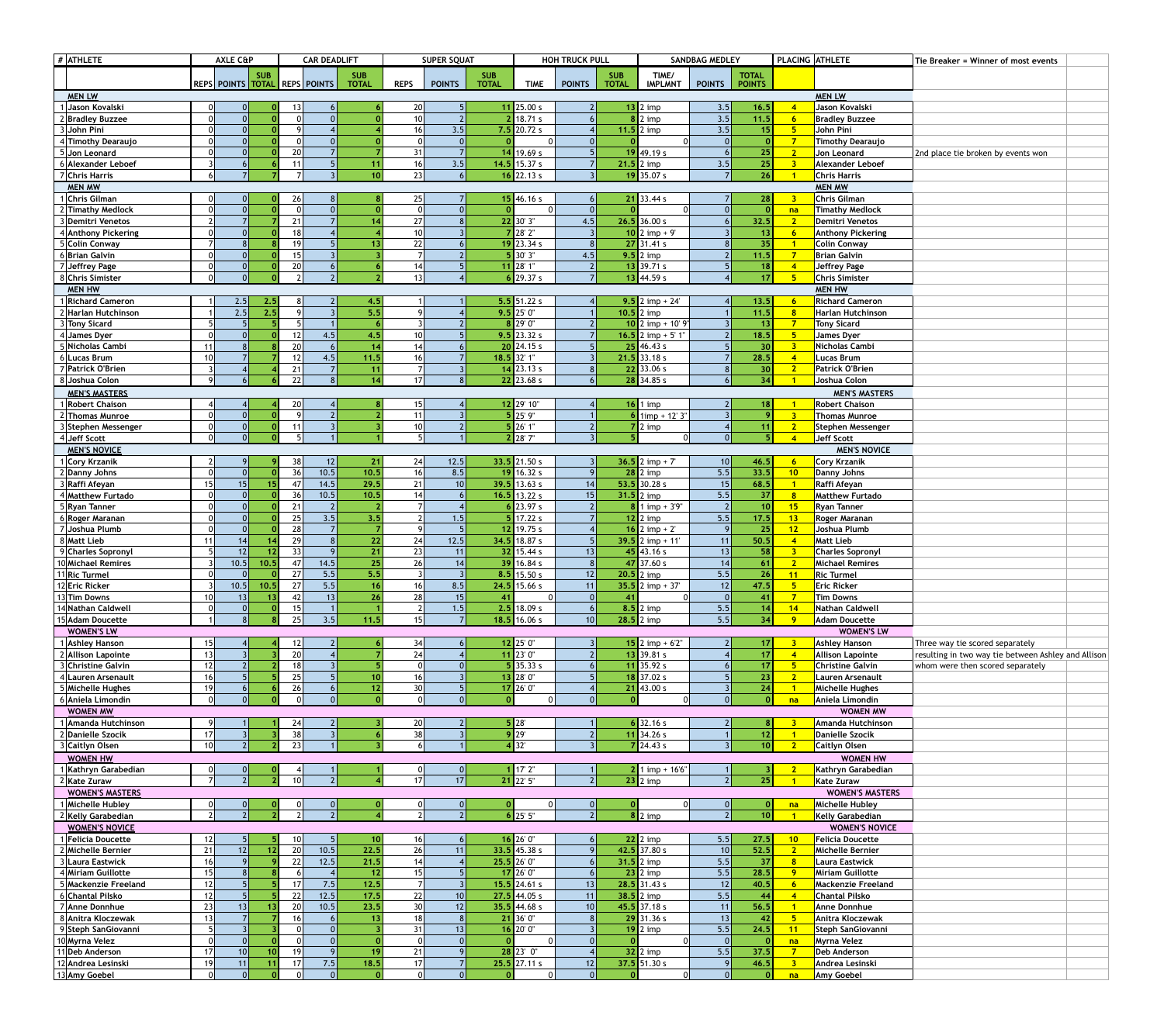| # | ATHLETE | AXLE C&P | | | CAR DEADLIFT | | | SUPER SQUAT | | | HOH TRUCK PULL | | | SANDBAG MEDLEY | | | PLACING | ATHLETE | Tie Breaker = Winner of most events |
|---|---|---|---|---|---|---|---|---|---|---|---|---|---|---|---|---|---|---|---|
| | | REPS | POINTS | SUB TOTAL | REPS | POINTS | SUB TOTAL | REPS | POINTS | SUB TOTAL | TIME | POINTS | SUB TOTAL | TIME/ IMPLMNT | POINTS | TOTAL POINTS | | | |
| | MEN LW | | | | | | | | | | | | | | | | | MEN LW | |
| 1 | Jason Kovalski | 0 | 0 | 0 | 13 | 6 | 6 | 20 | 5 | 11 | 25.00 s | 2 | 13 | 2 imp | 3.5 | 16.5 | 4 | Jason Kovalski | |
| 2 | Bradley Buzzee | 0 | 0 | 0 | 0 | 0 | 0 | 10 | 2 | 2 | 18.71 s | 6 | 8 | 2 imp | 3.5 | 11.5 | 6 | Bradley Buzzee | |
| 3 | John Pini | 0 | 0 | 0 | 9 | 4 | 4 | 16 | 3.5 | 7.5 | 20.72 s | 4 | 11.5 | 2 imp | 3.5 | 15 | 5 | John Pini | |
| 4 | Timothy Dearaujo | 0 | 0 | 0 | 0 | 0 | 0 | 0 | 0 | 0 | 0 | 0 | 0 | 0 | 0 | 0 | 7 | Timothy Dearaujo | |
| 5 | Jon Leonard | 0 | 0 | 0 | 20 | 7 | 7 | 31 | 7 | 14 | 19.69 s | 5 | 19 | 49.19 s | 6 | 25 | 2 | Jon Leonard | 2nd place tie broken by events won |
| 6 | Alexander Leboef | 3 | 6 | 6 | 11 | 5 | 11 | 16 | 3.5 | 14.5 | 15.37 s | 7 | 21.5 | 2 imp | 3.5 | 25 | 3 | Alexander Leboef | |
| 7 | Chris Harris | 6 | 7 | 7 | 7 | 3 | 10 | 23 | 6 | 16 | 22.13 s | 3 | 19 | 35.07 s | 7 | 26 | 1 | Chris Harris | |
| | MEN MW | | | | | | | | | | | | | | | | | MEN MW | |
| 1 | Chris Gilman | 0 | 0 | 0 | 26 | 8 | 8 | 25 | 7 | 15 | 46.16 s | 6 | 21 | 33.44 s | 7 | 28 | 3 | Chris Gilman | |
| 2 | Timathy Medlock | 0 | 0 | 0 | 0 | 0 | 0 | 0 | 0 | 0 | 0 | 0 | 0 | 0 | 0 | 0 | na | Timathy Medlock | |
| 3 | Demitri Venetos | 2 | 7 | 7 | 21 | 7 | 14 | 27 | 8 | 22 | 30' 3" | 4.5 | 26.5 | 36.00 s | 6 | 32.5 | 2 | Demitri Venetos | |
| 4 | Anthony Pickering | 0 | 0 | 0 | 18 | 4 | 4 | 10 | 3 | 7 | 28' 2" | 3 | 10 | 2 imp + 9' | 3 | 13 | 6 | Anthony Pickering | |
| 5 | Colin Conway | 7 | 8 | 8 | 19 | 5 | 13 | 22 | 6 | 19 | 23.34 s | 8 | 27 | 31.41 s | 8 | 35 | 1 | Colin Conway | |
| 6 | Brian Galvin | 0 | 0 | 0 | 15 | 3 | 3 | 7 | 2 | 5 | 30' 3" | 4.5 | 9.5 | 2 imp | 2 | 11.5 | 7 | Brian Galvin | |
| 7 | Jeffrey Page | 0 | 0 | 0 | 20 | 6 | 6 | 14 | 5 | 11 | 28' 1" | 2 | 13 | 39.71 s | 5 | 18 | 4 | Jeffrey Page | |
| 8 | Chris Simister | 0 | 0 | 0 | 2 | 2 | 2 | 13 | 4 | 6 | 29.37 s | 7 | 13 | 44.59 s | 4 | 17 | 5 | Chris Simister | |
| | MEN HW | | | | | | | | | | | | | | | | | MEN HW | |
| 1 | Richard Cameron | 1 | 2.5 | 2.5 | 8 | 2 | 4.5 | 1 | 1 | 5.5 | 51.22 s | 4 | 9.5 | 2 imp + 24' | 4 | 13.5 | 6 | Richard Cameron | |
| 2 | Harlan Hutchinson | 1 | 2.5 | 2.5 | 9 | 3 | 5.5 | 9 | 4 | 9.5 | 25' 0" | 1 | 10.5 | 2 imp | 1 | 11.5 | 8 | Harlan Hutchinson | |
| 3 | Tony Sicard | 5 | 5 | 5 | 5 | 1 | 6 | 3 | 2 | 8 | 29' 0" | 2 | 10 | 2 imp + 10' 9" | 3 | 13 | 7 | Tony Sicard | |
| 4 | James Dyer | 0 | 0 | 0 | 12 | 4.5 | 4.5 | 10 | 5 | 9.5 | 23.32 s | 7 | 16.5 | 2 imp + 5' 1" | 2 | 18.5 | 5 | James Dyer | |
| 5 | Nicholas Cambi | 11 | 8 | 8 | 20 | 6 | 14 | 14 | 6 | 20 | 24.15 s | 5 | 25 | 46.43 s | 5 | 30 | 3 | Nicholas Cambi | |
| 6 | Lucas Brum | 10 | 7 | 7 | 12 | 4.5 | 11.5 | 16 | 7 | 18.5 | 32' 1" | 3 | 21.5 | 33.18 s | 7 | 28.5 | 4 | Lucas Brum | |
| 7 | Patrick O'Brien | 3 | 4 | 4 | 21 | 7 | 11 | 7 | 3 | 14 | 23.13 s | 8 | 22 | 33.06 s | 8 | 30 | 2 | Patrick O'Brien | |
| 8 | Joshua Colon | 9 | 6 | 6 | 22 | 8 | 14 | 17 | 8 | 22 | 23.68 s | 6 | 28 | 34.85 s | 6 | 34 | 1 | Joshua Colon | |
| | MEN'S MASTERS | | | | | | | | | | | | | | | | | MEN'S MASTERS | |
| 1 | Robert Chaison | 4 | 4 | 4 | 20 | 4 | 8 | 15 | 4 | 12 | 29' 10" | 4 | 16 | 1 imp | 2 | 18 | 1 | Robert Chaison | |
| 2 | Thomas Munroe | 0 | 0 | 0 | 9 | 2 | 2 | 11 | 3 | 5 | 25' 9" | 1 | 6 | 1imp + 12' 3" | 3 | 9 | 3 | Thomas Munroe | |
| 3 | Stephen Messenger | 0 | 0 | 0 | 11 | 3 | 3 | 10 | 2 | 5 | 26' 1" | 2 | 7 | 2 imp | 4 | 11 | 2 | Stephen Messenger | |
| 4 | Jeff Scott | 0 | 0 | 0 | 5 | 1 | 1 | 5 | 1 | 2 | 28' 7" | 3 | 5 | 0 | 0 | 5 | 4 | Jeff Scott | |
| | MEN'S NOVICE | | | | | | | | | | | | | | | | | MEN'S NOVICE | |
| 1 | Cory Krzanik | 2 | 9 | 9 | 38 | 12 | 21 | 24 | 12.5 | 33.5 | 21.50 s | 3 | 36.5 | 2 imp + 7' | 10 | 46.5 | 6 | Cory Krzanik | |
| 2 | Danny Johns | 0 | 0 | 0 | 36 | 10.5 | 10.5 | 16 | 8.5 | 19 | 16.32 s | 9 | 28 | 2 imp | 5.5 | 33.5 | 10 | Danny Johns | |
| 3 | Raffi Afeyan | 15 | 15 | 15 | 47 | 14.5 | 29.5 | 21 | 10 | 39.5 | 13.63 s | 14 | 53.5 | 30.28 s | 15 | 68.5 | 1 | Raffi Afeyan | |
| 4 | Matthew Furtado | 0 | 0 | 0 | 36 | 10.5 | 10.5 | 14 | 6 | 16.5 | 13.22 s | 15 | 31.5 | 2 imp | 5.5 | 37 | 8 | Matthew Furtado | |
| 5 | Ryan Tanner | 0 | 0 | 0 | 21 | 2 | 2 | 7 | 4 | 6 | 23.97 s | 2 | 8 | 1 imp + 3'9" | 2 | 10 | 15 | Ryan Tanner | |
| 6 | Roger Maranan | 0 | 0 | 0 | 25 | 3.5 | 3.5 | 2 | 1.5 | 5 | 17.22 s | 7 | 12 | 2 imp | 5.5 | 17.5 | 13 | Roger Maranan | |
| 7 | Joshua Plumb | 0 | 0 | 0 | 28 | 7 | 7 | 9 | 5 | 12 | 19.75 s | 4 | 16 | 2 imp + 2' | 9 | 25 | 12 | Joshua Plumb | |
| 8 | Matt Lieb | 11 | 14 | 14 | 29 | 8 | 22 | 24 | 12.5 | 34.5 | 18.87 s | 5 | 39.5 | 2 imp + 11' | 11 | 50.5 | 4 | Matt Lieb | |
| 9 | Charles Sopronyl | 5 | 12 | 12 | 33 | 9 | 21 | 23 | 11 | 32 | 15.44 s | 13 | 45 | 43.16 s | 13 | 58 | 3 | Charles Sopronyl | |
| 10 | Michael Remires | 3 | 10.5 | 10.5 | 47 | 14.5 | 25 | 26 | 14 | 39 | 16.84 s | 8 | 47 | 37.60 s | 14 | 61 | 2 | Michael Remires | |
| 11 | Ric Turmel | 0 | 0 | 0 | 27 | 5.5 | 5.5 | 3 | 3 | 8.5 | 15.50 s | 12 | 20.5 | 2 imp | 5.5 | 26 | 11 | Ric Turmel | |
| 12 | Eric Ricker | 3 | 10.5 | 10.5 | 27 | 5.5 | 16 | 16 | 8.5 | 24.5 | 15.66 s | 11 | 35.5 | 2 imp + 37' | 12 | 47.5 | 5 | Eric Ricker | |
| 13 | Tim Downs | 10 | 13 | 13 | 42 | 13 | 26 | 28 | 15 | 41 | 0 | 0 | 41 | 0 | 0 | 41 | 7 | Tim Downs | |
| 14 | Nathan Caldwell | 0 | 0 | 0 | 15 | 1 | 1 | 2 | 1.5 | 2.5 | 18.09 s | 6 | 8.5 | 2 imp | 5.5 | 14 | 14 | Nathan Caldwell | |
| 15 | Adam Doucette | 1 | 8 | 8 | 25 | 3.5 | 11.5 | 15 | 7 | 18.5 | 16.06 s | 10 | 28.5 | 2 imp | 5.5 | 34 | 9 | Adam Doucette | |
| | WOMEN'S LW | | | | | | | | | | | | | | | | | WOMEN'S LW | |
| 1 | Ashley Hanson | 15 | 4 | 4 | 12 | 2 | 6 | 34 | 6 | 12 | 25' 0" | 3 | 15 | 2 imp + 6'2" | 2 | 17 | 3 | Ashley Hanson | Three way tie scored separately |
| 2 | Allison Lapointe | 13 | 3 | 3 | 20 | 4 | 7 | 24 | 4 | 11 | 23' 0" | 2 | 13 | 39.81 s | 4 | 17 | 4 | Allison Lapointe | resulting in two way tie between Ashley and Allison |
| 3 | Christine Galvin | 12 | 2 | 2 | 18 | 3 | 5 | 0 | 0 | 5 | 35.33 s | 6 | 11 | 35.92 s | 6 | 17 | 5 | Christine Galvin | whom were then scored separately |
| 4 | Lauren Arsenault | 16 | 5 | 5 | 25 | 5 | 10 | 16 | 3 | 13 | 28' 0" | 5 | 18 | 37.02 s | 5 | 23 | 2 | Lauren Arsenault | |
| 5 | Michelle Hughes | 19 | 6 | 6 | 26 | 6 | 12 | 30 | 5 | 17 | 26' 0" | 4 | 21 | 43.00 s | 3 | 24 | 1 | Michelle Hughes | |
| 6 | Aniela Limondin | 0 | 0 | 0 | 0 | 0 | 0 | 0 | 0 | 0 | 0 | 0 | 0 | 0 | 0 | 0 | na | Aniela Limondin | |
| | WOMEN MW | | | | | | | | | | | | | | | | | WOMEN MW | |
| 1 | Amanda Hutchinson | 9 | 1 | 1 | 24 | 2 | 3 | 20 | 2 | 5 | 28' | 1 | 6 | 32.16 s | 2 | 8 | 3 | Amanda Hutchinson | |
| 2 | Danielle Szocik | 17 | 3 | 3 | 38 | 3 | 6 | 38 | 3 | 9 | 29' | 2 | 11 | 34.26 s | 1 | 12 | 1 | Danielle Szocik | |
| 3 | Caitlyn Olsen | 10 | 2 | 2 | 23 | 1 | 3 | 6 | 1 | 4 | 32' | 3 | 7 | 24.43 s | 3 | 10 | 2 | Caitlyn Olsen | |
| | WOMEN HW | | | | | | | | | | | | | | | | | WOMEN HW | |
| 1 | Kathryn Garabedian | 0 | 0 | 0 | 4 | 1 | 1 | 0 | 0 | 1 | 17' 2" | 1 | 2 | 1 imp + 16'6" | 1 | 3 | 2 | Kathryn Garabedian | |
| 2 | Kate Zuraw | 7 | 2 | 2 | 10 | 2 | 4 | 17 | 17 | 21 | 22' 5" | 2 | 23 | 2 imp | 2 | 25 | 1 | Kate Zuraw | |
| | WOMEN'S MASTERS | | | | | | | | | | | | | | | | | WOMEN'S MASTERS | |
| 1 | Michelle Hubley | 0 | 0 | 0 | 0 | 0 | 0 | 0 | 0 | 0 | 0 | 0 | 0 | 0 | 0 | 0 | na | Michelle Hubley | |
| 2 | Kelly Garabedian | 2 | 2 | 2 | 2 | 2 | 4 | 2 | 2 | 6 | 25' 5" | 2 | 8 | 2 imp | 2 | 10 | 1 | Kelly Garabedian | |
| | WOMEN'S NOVICE | | | | | | | | | | | | | | | | | WOMEN'S NOVICE | |
| 1 | Felicia Doucette | 12 | 5 | 5 | 10 | 5 | 10 | 16 | 6 | 16 | 26' 0" | 6 | 22 | 2 imp | 5.5 | 27.5 | 10 | Felicia Doucette | |
| 2 | Michelle Bernier | 21 | 12 | 12 | 20 | 10.5 | 22.5 | 26 | 11 | 33.5 | 45.38 s | 9 | 42.5 | 37.80 s | 10 | 52.5 | 2 | Michelle Bernier | |
| 3 | Laura Eastwick | 16 | 9 | 9 | 22 | 12.5 | 21.5 | 14 | 4 | 25.5 | 26' 0" | 6 | 31.5 | 2 imp | 5.5 | 37 | 8 | Laura Eastwick | |
| 4 | Miriam Guillotte | 15 | 8 | 8 | 6 | 4 | 12 | 15 | 5 | 17 | 26' 0" | 6 | 23 | 2 imp | 5.5 | 28.5 | 9 | Miriam Guillotte | |
| 5 | Mackenzie Freeland | 12 | 5 | 5 | 17 | 7.5 | 12.5 | 7 | 3 | 15.5 | 24.61 s | 13 | 28.5 | 31.43 s | 12 | 40.5 | 6 | Mackenzie Freeland | |
| 6 | Chantal Pilsko | 12 | 5 | 5 | 22 | 12.5 | 17.5 | 22 | 10 | 27.5 | 44.05 s | 11 | 38.5 | 2 imp | 5.5 | 44 | 4 | Chantal Pilsko | |
| 7 | Anne Donnhue | 23 | 13 | 13 | 20 | 10.5 | 23.5 | 30 | 12 | 35.5 | 44.68 s | 10 | 45.5 | 37.18 s | 11 | 56.5 | 1 | Anne Donnhue | |
| 8 | Anitra Kloczewak | 13 | 7 | 7 | 16 | 6 | 13 | 18 | 8 | 21 | 36' 0" | 8 | 29 | 31.36 s | 13 | 42 | 5 | Anitra Kloczewak | |
| 9 | Steph SanGiovanni | 5 | 3 | 3 | 0 | 0 | 3 | 31 | 13 | 16 | 20' 0" | 3 | 19 | 2 imp | 5.5 | 24.5 | 11 | Steph SanGiovanni | |
| 10 | Myrna Velez | 0 | 0 | 0 | 0 | 0 | 0 | 0 | 0 | 0 | 0 | 0 | 0 | 0 | 0 | 0 | na | Myrna Velez | |
| 11 | Deb Anderson | 17 | 10 | 10 | 19 | 9 | 19 | 21 | 9 | 28 | 23' 0" | 4 | 32 | 2 imp | 5.5 | 37.5 | 7 | Deb Anderson | |
| 12 | Andrea Lesinski | 19 | 11 | 11 | 17 | 7.5 | 18.5 | 17 | 7 | 25.5 | 27.11 s | 12 | 37.5 | 51.30 s | 9 | 46.5 | 3 | Andrea Lesinski | |
| 13 | Amy Goebel | 0 | 0 | 0 | 0 | 0 | 0 | 0 | 0 | 0 | 0 | 0 | 0 | 0 | 0 | 0 | na | Amy Goebel | |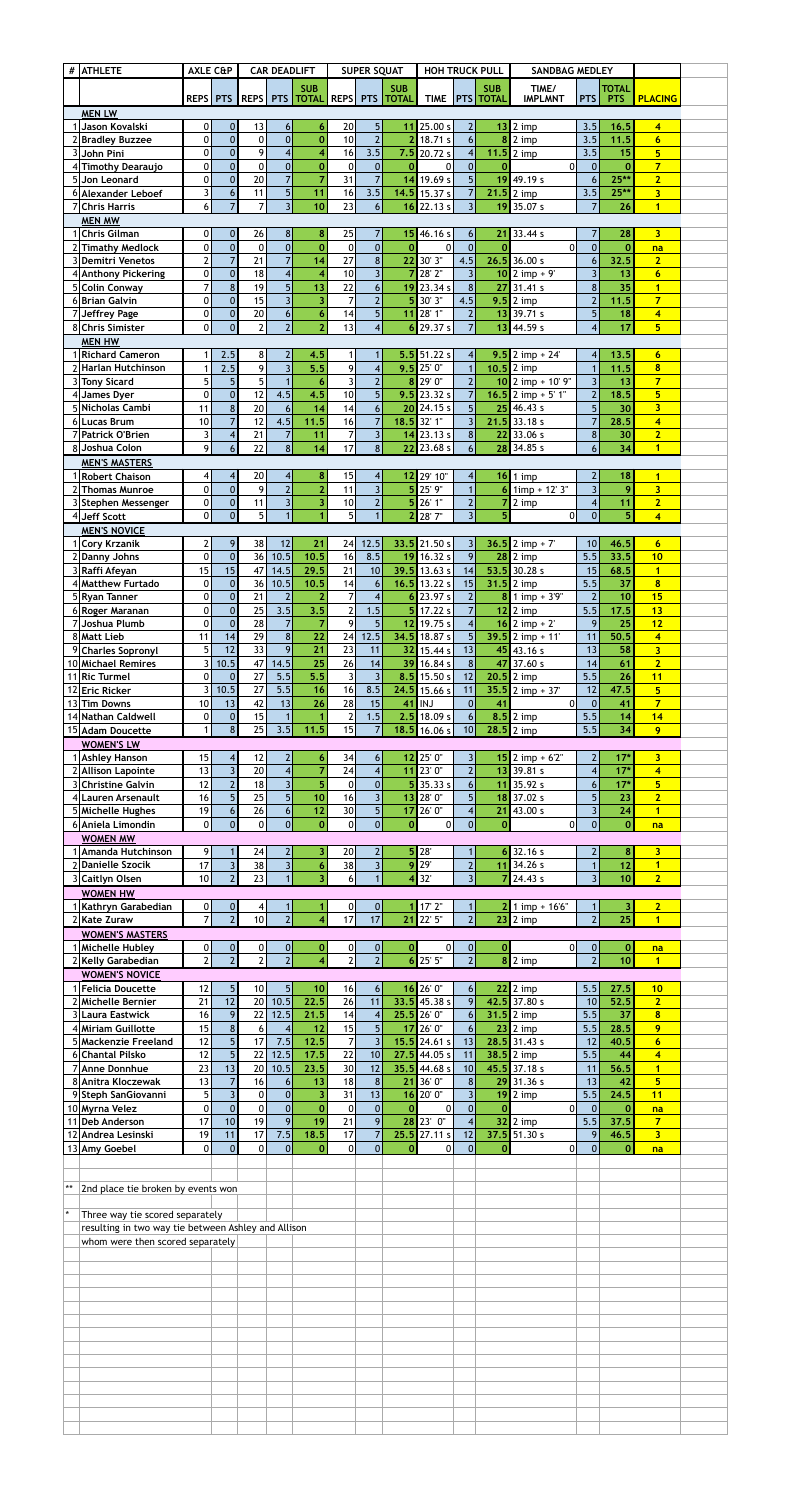| # | ATHLETE | AXLE C&P | | CAR DEADLIFT | | | SUPER SQUAT | | | HOH TRUCK PULL | | | SANDBAG MEDLEY | | | |
|---|---|---|---|---|---|---|---|---|---|---|---|---|---|---|---|---|
| | | REPS | PTS | REPS | PTS | SUB TOTAL | REPS | PTS | SUB TOTAL | TIME | PTS | SUB TOTAL | TIME/ IMPLMNT | PTS | TOTAL PTS | PLACING |
| | **MEN LW** | | | | | | | | | | | | | | | |
| 1 | Jason Kovalski | 0 | 0 | 13 | 6 | 6 | 20 | 5 | 11 | 25.00 s | 2 | 13 | 2 imp | 3.5 | 16.5 | 4 |
| 2 | Bradley Buzzee | 0 | 0 | 0 | 0 | 0 | 10 | 2 | 2 | 18.71 s | 6 | 8 | 2 imp | 3.5 | 11.5 | 6 |
| 3 | John Pini | 0 | 0 | 9 | 4 | 4 | 16 | 3.5 | 7.5 | 20.72 s | 4 | 11.5 | 2 imp | 3.5 | 15 | 5 |
| 4 | Timothy Dearaujo | 0 | 0 | 0 | 0 | 0 | 0 | 0 | 0 | 0 | 0 | 0 | 0 | 0 | 0 | 7 |
| 5 | Jon Leonard | 0 | 0 | 20 | 7 | 7 | 31 | 7 | 14 | 19.69 s | 5 | 19 | 49.19 s | 6 | 25** | 2 |
| 6 | Alexander Leboef | 3 | 6 | 11 | 5 | 11 | 16 | 3.5 | 14.5 | 15.37 s | 7 | 21.5 | 2 imp | 3.5 | 25** | 3 |
| 7 | Chris Harris | 6 | 7 | 7 | 3 | 10 | 23 | 6 | 16 | 22.13 s | 3 | 19 | 35.07 s | 7 | 26 | 1 |
| | **MEN MW** | | | | | | | | | | | | | | | |
| 1 | Chris Gilman | 0 | 0 | 26 | 8 | 8 | 25 | 7 | 15 | 46.16 s | 6 | 21 | 33.44 s | 7 | 28 | 3 |
| 2 | Timathy Medlock | 0 | 0 | 0 | 0 | 0 | 0 | 0 | 0 | 0 | 0 | 0 | 0 | 0 | 0 | na |
| 3 | Demitri Venetos | 2 | 7 | 21 | 7 | 14 | 27 | 8 | 22 | 30' 3" | 4.5 | 26.5 | 36.00 s | 6 | 32.5 | 2 |
| 4 | Anthony Pickering | 0 | 0 | 18 | 4 | 4 | 10 | 3 | 7 | 28' 2" | 3 | 10 | 2 imp + 9' | 3 | 13 | 6 |
| 5 | Colin Conway | 7 | 8 | 19 | 5 | 13 | 22 | 6 | 19 | 23.34 s | 8 | 27 | 31.41 s | 8 | 35 | 1 |
| 6 | Brian Galvin | 0 | 0 | 15 | 3 | 3 | 7 | 2 | 5 | 30' 3" | 4.5 | 9.5 | 2 imp | 2 | 11.5 | 7 |
| 7 | Jeffrey Page | 0 | 0 | 20 | 6 | 6 | 14 | 5 | 11 | 28' 1" | 2 | 13 | 39.71 s | 5 | 18 | 4 |
| 8 | Chris Simister | 0 | 0 | 2 | 2 | 2 | 13 | 4 | 6 | 29.37 s | 7 | 13 | 44.59 s | 4 | 17 | 5 |
| | **MEN HW** | | | | | | | | | | | | | | | |
| 1 | Richard Cameron | 1 | 2.5 | 8 | 2 | 4.5 | 1 | 1 | 5.5 | 51.22 s | 4 | 9.5 | 2 imp + 24' | 4 | 13.5 | 6 |
| 2 | Harlan Hutchinson | 1 | 2.5 | 9 | 3 | 5.5 | 9 | 4 | 9.5 | 25' 0" | 1 | 10.5 | 2 imp | 1 | 11.5 | 8 |
| 3 | Tony Sicard | 5 | 5 | 5 | 1 | 6 | 3 | 2 | 8 | 29' 0" | 2 | 10 | 2 imp + 10' 9" | 3 | 13 | 7 |
| 4 | James Dyer | 0 | 0 | 12 | 4.5 | 4.5 | 10 | 5 | 9.5 | 23.32 s | 7 | 16.5 | 2 imp + 5' 1" | 2 | 18.5 | 5 |
| 5 | Nicholas Cambi | 11 | 8 | 20 | 6 | 14 | 14 | 6 | 20 | 24.15 s | 5 | 25 | 46.43 s | 5 | 30 | 3 |
| 6 | Lucas Brum | 10 | 7 | 12 | 4.5 | 11.5 | 16 | 7 | 18.5 | 32' 1" | 3 | 21.5 | 33.18 s | 7 | 28.5 | 4 |
| 7 | Patrick O'Brien | 3 | 4 | 21 | 7 | 11 | 7 | 3 | 14 | 23.13 s | 8 | 22 | 33.06 s | 8 | 30 | 2 |
| 8 | Joshua Colon | 9 | 6 | 22 | 8 | 14 | 17 | 8 | 22 | 23.68 s | 6 | 28 | 34.85 s | 6 | 34 | 1 |
| | **MEN'S MASTERS** | | | | | | | | | | | | | | | |
| 1 | Robert Chaison | 4 | 4 | 20 | 4 | 8 | 15 | 4 | 12 | 29' 10" | 4 | 16 | 1 imp | 2 | 18 | 1 |
| 2 | Thomas Munroe | 0 | 0 | 9 | 2 | 2 | 11 | 3 | 5 | 25' 9" | 1 | 6 | 1imp + 12' 3" | 3 | 9 | 3 |
| 3 | Stephen Messenger | 0 | 0 | 11 | 3 | 3 | 10 | 2 | 5 | 26' 1" | 2 | 7 | 2 imp | 4 | 11 | 2 |
| 4 | Jeff Scott | 0 | 0 | 5 | 1 | 1 | 5 | 1 | 2 | 28' 7" | 3 | 5 | 0 | 0 | 5 | 4 |
| | **MEN'S NOVICE** | | | | | | | | | | | | | | | |
| 1 | Cory Krzanik | 2 | 9 | 38 | 12 | 21 | 24 | 12.5 | 33.5 | 21.50 s | 3 | 36.5 | 2 imp + 7' | 10 | 46.5 | 6 |
| 2 | Danny Johns | 0 | 0 | 36 | 10.5 | 10.5 | 16 | 8.5 | 19 | 16.32 s | 9 | 28 | 2 imp | 5.5 | 33.5 | 10 |
| 3 | Raffi Afeyan | 15 | 15 | 47 | 14.5 | 29.5 | 21 | 10 | 39.5 | 13.63 s | 14 | 53.5 | 30.28 s | 15 | 68.5 | 1 |
| 4 | Matthew Furtado | 0 | 0 | 36 | 10.5 | 10.5 | 14 | 6 | 16.5 | 13.22 s | 15 | 31.5 | 2 imp | 5.5 | 37 | 8 |
| 5 | Ryan Tanner | 0 | 0 | 21 | 2 | 2 | 7 | 4 | 6 | 23.97 s | 2 | 8 | 1 imp + 3'9" | 2 | 10 | 15 |
| 6 | Roger Maranan | 0 | 0 | 25 | 3.5 | 3.5 | 2 | 1.5 | 5 | 17.22 s | 7 | 12 | 2 imp | 5.5 | 17.5 | 13 |
| 7 | Joshua Plumb | 0 | 0 | 28 | 7 | 7 | 9 | 5 | 12 | 19.75 s | 4 | 16 | 2 imp + 2' | 9 | 25 | 12 |
| 8 | Matt Lieb | 11 | 14 | 29 | 8 | 22 | 24 | 12.5 | 34.5 | 18.87 s | 5 | 39.5 | 2 imp + 11' | 11 | 50.5 | 4 |
| 9 | Charles Sopronyl | 5 | 12 | 33 | 9 | 21 | 23 | 11 | 32 | 15.44 s | 13 | 45 | 43.16 s | 13 | 58 | 3 |
| 10 | Michael Remires | 3 | 10.5 | 47 | 14.5 | 25 | 26 | 14 | 39 | 16.84 s | 8 | 47 | 37.60 s | 14 | 61 | 2 |
| 11 | Ric Turmel | 0 | 0 | 27 | 5.5 | 5.5 | 3 | 3 | 8.5 | 15.50 s | 12 | 20.5 | 2 imp | 5.5 | 26 | 11 |
| 12 | Eric Ricker | 3 | 10.5 | 27 | 5.5 | 16 | 16 | 8.5 | 24.5 | 15.66 s | 11 | 35.5 | 2 imp + 37' | 12 | 47.5 | 5 |
| 13 | Tim Downs | 10 | 13 | 42 | 13 | 26 | 28 | 15 | 41 | INJ | 0 | 41 | 0 | 0 | 41 | 7 |
| 14 | Nathan Caldwell | 0 | 0 | 15 | 1 | 1 | 2 | 1.5 | 2.5 | 18.09 s | 6 | 8.5 | 2 imp | 5.5 | 14 | 14 |
| 15 | Adam Doucette | 1 | 8 | 25 | 3.5 | 11.5 | 15 | 7 | 18.5 | 16.06 s | 10 | 28.5 | 2 imp | 5.5 | 34 | 9 |
| | **WOMEN'S LW** | | | | | | | | | | | | | | | |
| 1 | Ashley Hanson | 15 | 4 | 12 | 2 | 6 | 34 | 6 | 12 | 25' 0" | 3 | 15 | 2 imp + 6'2" | 2 | 17* | 3 |
| 2 | Allison Lapointe | 13 | 3 | 20 | 4 | 7 | 24 | 4 | 11 | 23' 0" | 2 | 13 | 39.81 s | 4 | 17* | 4 |
| 3 | Christine Galvin | 12 | 2 | 18 | 3 | 5 | 0 | 0 | 5 | 35.33 s | 6 | 11 | 35.92 s | 6 | 17* | 5 |
| 4 | Lauren Arsenault | 16 | 5 | 25 | 5 | 10 | 16 | 3 | 13 | 28' 0" | 5 | 18 | 37.02 s | 5 | 23 | 2 |
| 5 | Michelle Hughes | 19 | 6 | 26 | 6 | 12 | 30 | 5 | 17 | 26' 0" | 4 | 21 | 43.00 s | 3 | 24 | 1 |
| 6 | Aniela Limondin | 0 | 0 | 0 | 0 | 0 | 0 | 0 | 0 | 0 | 0 | 0 | 0 | 0 | 0 | na |
| | **WOMEN MW** | | | | | | | | | | | | | | | |
| 1 | Amanda Hutchinson | 9 | 1 | 24 | 2 | 3 | 20 | 2 | 5 | 28' | 1 | 6 | 32.16 s | 2 | 8 | 3 |
| 2 | Danielle Szocik | 17 | 3 | 38 | 3 | 6 | 38 | 3 | 9 | 29' | 2 | 11 | 34.26 s | 1 | 12 | 1 |
| 3 | Caitlyn Olsen | 10 | 2 | 23 | 1 | 3 | 6 | 1 | 4 | 32' | 3 | 7 | 24.43 s | 3 | 10 | 2 |
| | **WOMEN HW** | | | | | | | | | | | | | | | |
| 1 | Kathryn Garabedian | 0 | 0 | 4 | 1 | 1 | 0 | 0 | 1 | 17' 2" | 1 | 2 | 1 imp + 16'6" | 1 | 3 | 2 |
| 2 | Kate Zuraw | 7 | 2 | 10 | 2 | 4 | 17 | 17 | 21 | 22' 5" | 2 | 23 | 2 imp | 2 | 25 | 1 |
| | **WOMEN'S MASTERS** | | | | | | | | | | | | | | | |
| 1 | Michelle Hubley | 0 | 0 | 0 | 0 | 0 | 0 | 0 | 0 | 0 | 0 | 0 | 0 | 0 | 0 | na |
| 2 | Kelly Garabedian | 2 | 2 | 2 | 2 | 4 | 2 | 2 | 6 | 25' 5" | 2 | 8 | 2 imp | 2 | 10 | 1 |
| | **WOMEN'S NOVICE** | | | | | | | | | | | | | | | |
| 1 | Felicia Doucette | 12 | 5 | 10 | 5 | 10 | 16 | 6 | 16 | 26' 0" | 6 | 22 | 2 imp | 5.5 | 27.5 | 10 |
| 2 | Michelle Bernier | 21 | 12 | 20 | 10.5 | 22.5 | 26 | 11 | 33.5 | 45.38 s | 9 | 42.5 | 37.80 s | 10 | 52.5 | 2 |
| 3 | Laura Eastwick | 16 | 9 | 22 | 12.5 | 21.5 | 14 | 4 | 25.5 | 26' 0" | 6 | 31.5 | 2 imp | 5.5 | 37 | 8 |
| 4 | Miriam Guillotte | 15 | 8 | 6 | 4 | 12 | 15 | 5 | 17 | 26' 0" | 6 | 23 | 2 imp | 5.5 | 28.5 | 9 |
| 5 | Mackenzie Freeland | 12 | 5 | 17 | 7.5 | 12.5 | 7 | 3 | 15.5 | 24.61 s | 13 | 28.5 | 31.43 s | 12 | 40.5 | 6 |
| 6 | Chantal Pilsko | 12 | 5 | 22 | 12.5 | 17.5 | 22 | 10 | 27.5 | 44.05 s | 11 | 38.5 | 2 imp | 5.5 | 44 | 4 |
| 7 | Anne Donnhue | 23 | 13 | 20 | 10.5 | 23.5 | 30 | 12 | 35.5 | 44.68 s | 10 | 45.5 | 37.18 s | 11 | 56.5 | 1 |
| 8 | Anitra Kloczewak | 13 | 7 | 16 | 6 | 13 | 18 | 8 | 21 | 36' 0" | 8 | 29 | 31.36 s | 13 | 42 | 5 |
| 9 | Steph SanGiovanni | 5 | 3 | 0 | 0 | 3 | 31 | 13 | 16 | 20' 0" | 3 | 19 | 2 imp | 5.5 | 24.5 | 11 |
| 10 | Myrna Velez | 0 | 0 | 0 | 0 | 0 | 0 | 0 | 0 | 0 | 0 | 0 | 0 | 0 | 0 | na |
| 11 | Deb Anderson | 17 | 10 | 19 | 9 | 19 | 21 | 9 | 28 | 23' 0" | 4 | 32 | 2 imp | 5.5 | 37.5 | 7 |
| 12 | Andrea Lesinski | 19 | 11 | 17 | 7.5 | 18.5 | 17 | 7 | 25.5 | 27.11 s | 12 | 37.5 | 51.30 s | 9 | 46.5 | 3 |
| 13 | Amy Goebel | 0 | 0 | 0 | 0 | 0 | 0 | 0 | 0 | 0 | 0 | 0 | 0 | 0 | 0 | na |

** 2nd place tie broken by events won

* Three way tie scored separately resulting in two way tie between Ashley and Allison whom were then scored separately